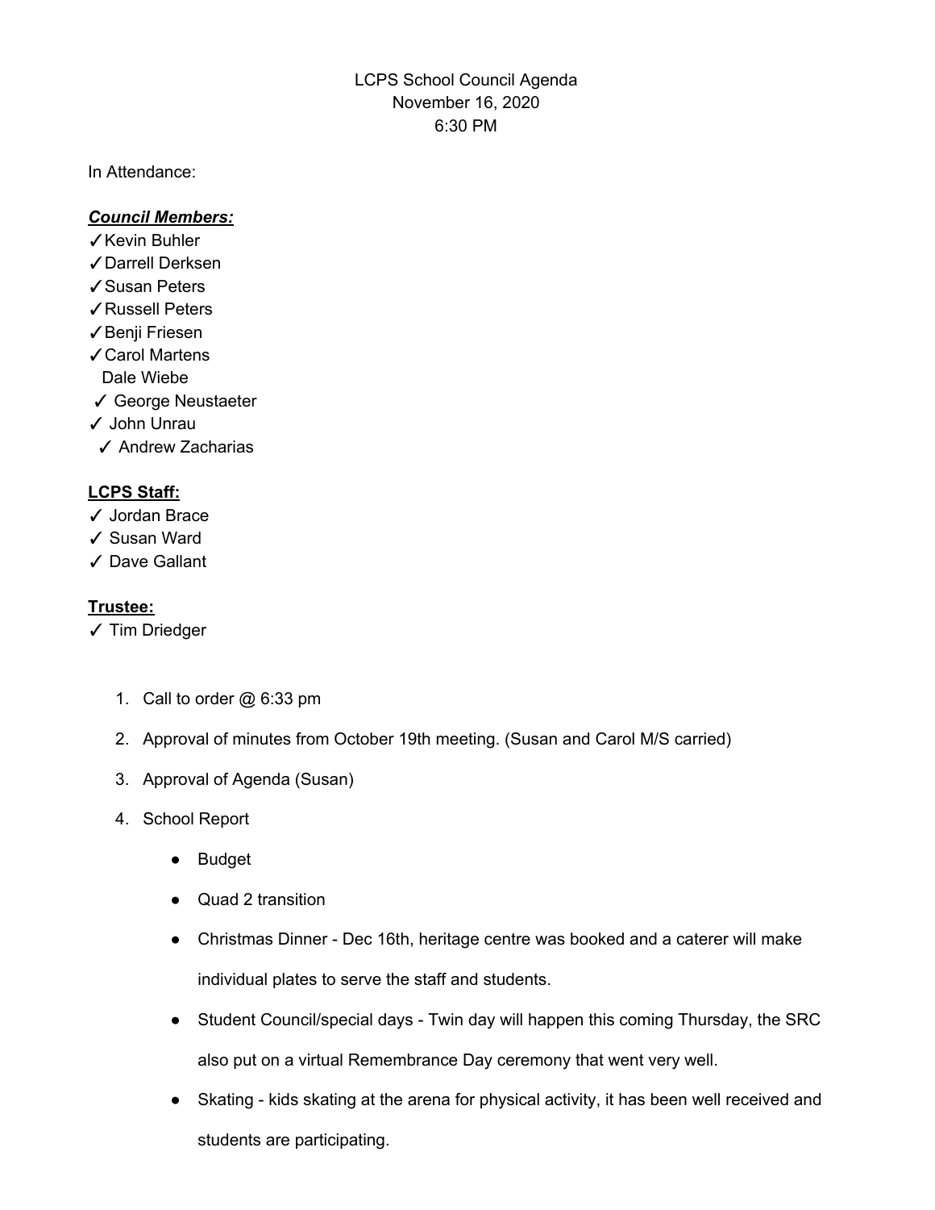LCPS School Council Agenda
November 16, 2020
6:30 PM

In Attendance:

***Council Members:***

✓Kevin Buhler
✓Darrell Derksen
✓Susan Peters
✓Russell Peters
✓Benji Friesen
✓Carol Martens
Dale Wiebe
✓ George Neustaeter
✓ John Unrau
✓ Andrew Zacharias

**LCPS Staff:**

✓ Jordan Brace
✓ Susan Ward
✓ Dave Gallant

**Trustee:**

✓ Tim Driedger

1. Call to order @ 6:33 pm
2. Approval of minutes from October 19th meeting. (Susan and Carol M/S carried)
3. Approval of Agenda (Susan)
4. School Report
   - Budget
   - Quad 2 transition
   - Christmas Dinner - Dec 16th, heritage centre was booked and a caterer will make individual plates to serve the staff and students.
   - Student Council/special days - Twin day will happen this coming Thursday, the SRC also put on a virtual Remembrance Day ceremony that went very well.
   - Skating - kids skating at the arena for physical activity, it has been well received and students are participating.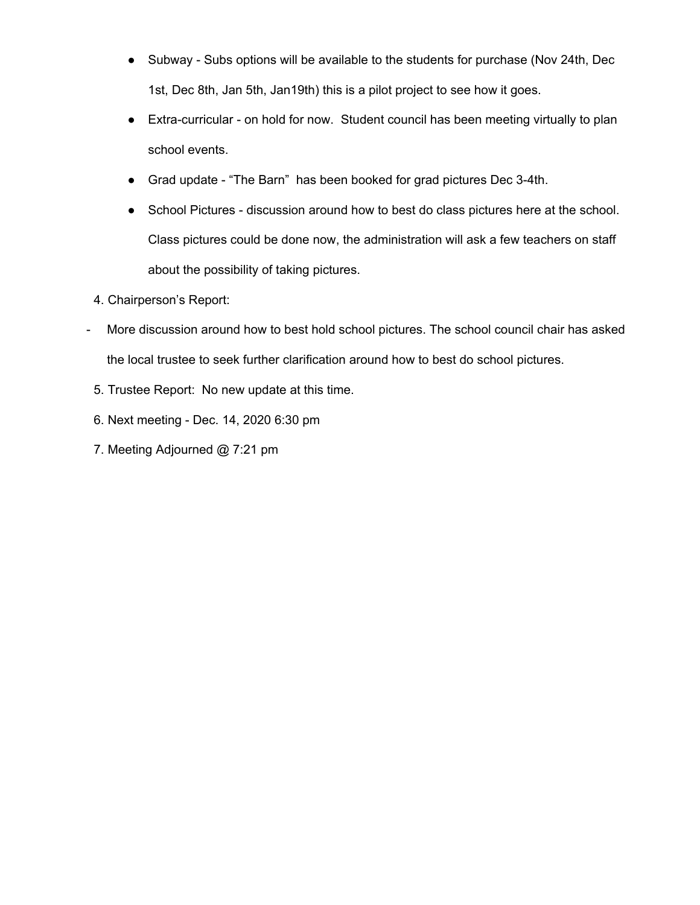- Subway - Subs options will be available to the students for purchase (Nov 24th, Dec 1st, Dec 8th, Jan 5th, Jan19th) this is a pilot project to see how it goes.
- Extra-curricular - on hold for now. Student council has been meeting virtually to plan school events.
- Grad update - "The Barn" has been booked for grad pictures Dec 3-4th.
- School Pictures - discussion around how to best do class pictures here at the school. Class pictures could be done now, the administration will ask a few teachers on staff about the possibility of taking pictures.

4. Chairperson's Report:

- More discussion around how to best hold school pictures. The school council chair has asked the local trustee to seek further clarification around how to best do school pictures.

5. Trustee Report: No new update at this time.
6. Next meeting - Dec. 14, 2020 6:30 pm
7. Meeting Adjourned @ 7:21 pm